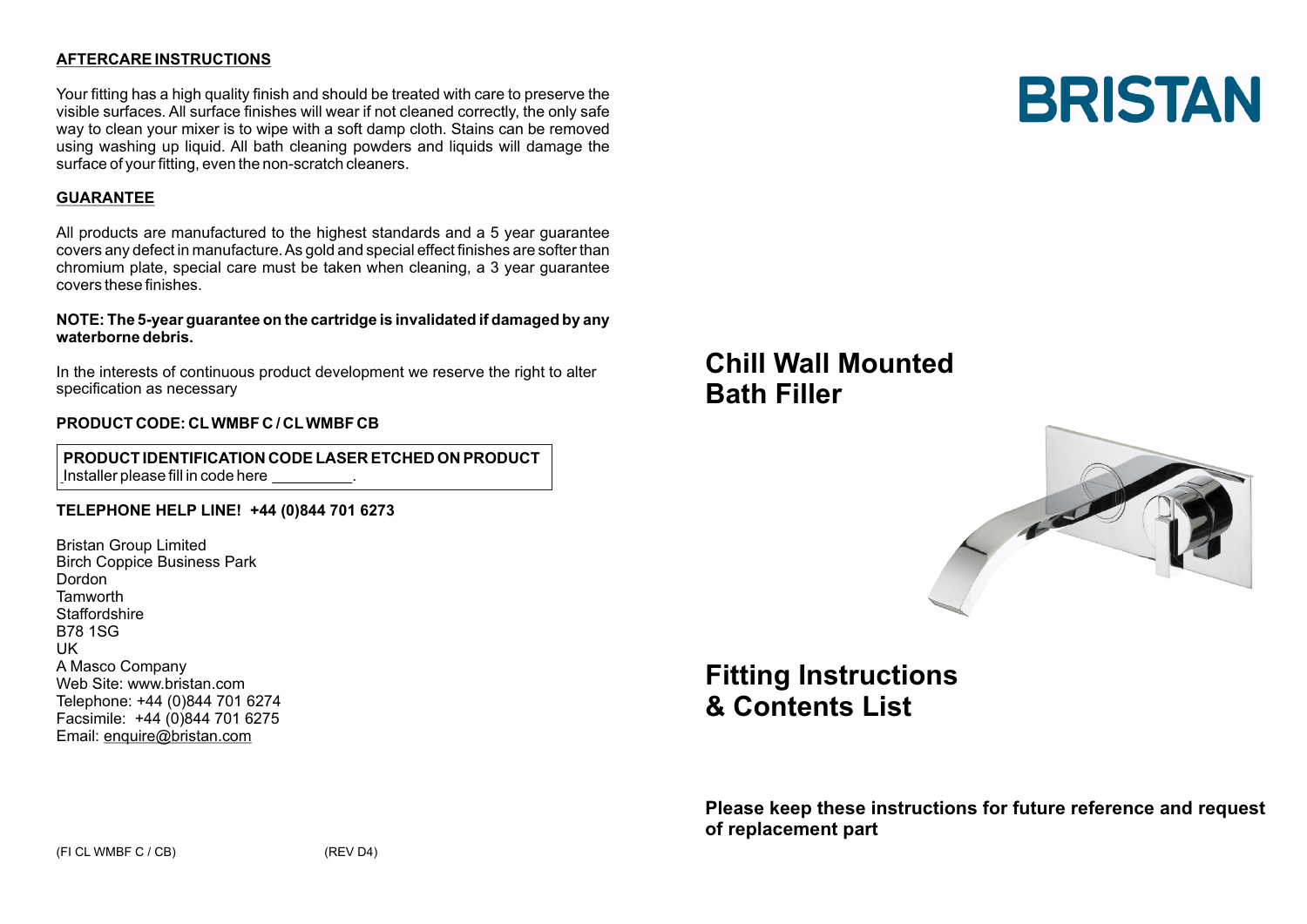## AFTERCARE INSTRUCTIONS

Your fitting has a high quality finish and should be treated with care to preserve the visible surfaces. All surface finishes will wear if not cleaned correctly, the only safe way to clean your mixer is to wipe with a soft damp cloth. Stains can be removed using washing up liquid. All bath cleaning powders and liquids will damage the surface of your fitting, even the non-scratch cleaners.

## GUARANTEE

All products are manufactured to the highest standards and a 5 year guarantee covers any defect in manufacture. As gold and special effect finishes are softer than chromium plate, special care must be taken when cleaning, a 3 year guarantee covers these finishes.

**NOTE: The 5-year guarantee on the cartridge is invalidated if damaged by any waterborne debris.**

In the interests of continuous product development we reserve the right to alter specification as necessary

**PRODUCT CODE: CL WMBF C / CL WMBF CB**

**PRODUCT IDENTIFICATION CODE LASER ETCHED ON PRODUCT**
Installer please fill in code here _________.

**TELEPHONE HELP LINE! +44 (0)844 701 6273**

Bristan Group Limited
Birch Coppice Business Park
Dordon
Tamworth
Staffordshire
B78 1SG
UK
A Masco Company
Web Site: www.bristan.com
Telephone: +44 (0)844 701 6274
Facsimile: +44 (0)844 701 6275
Email: enquire@bristan.com

(FI CL WMBF C / CB) (REV D4)

# BRISTAN

# Chill Wall Mounted Bath Filler

# Fitting Instructions & Contents List

**Please keep these instructions for future reference and request of replacement part**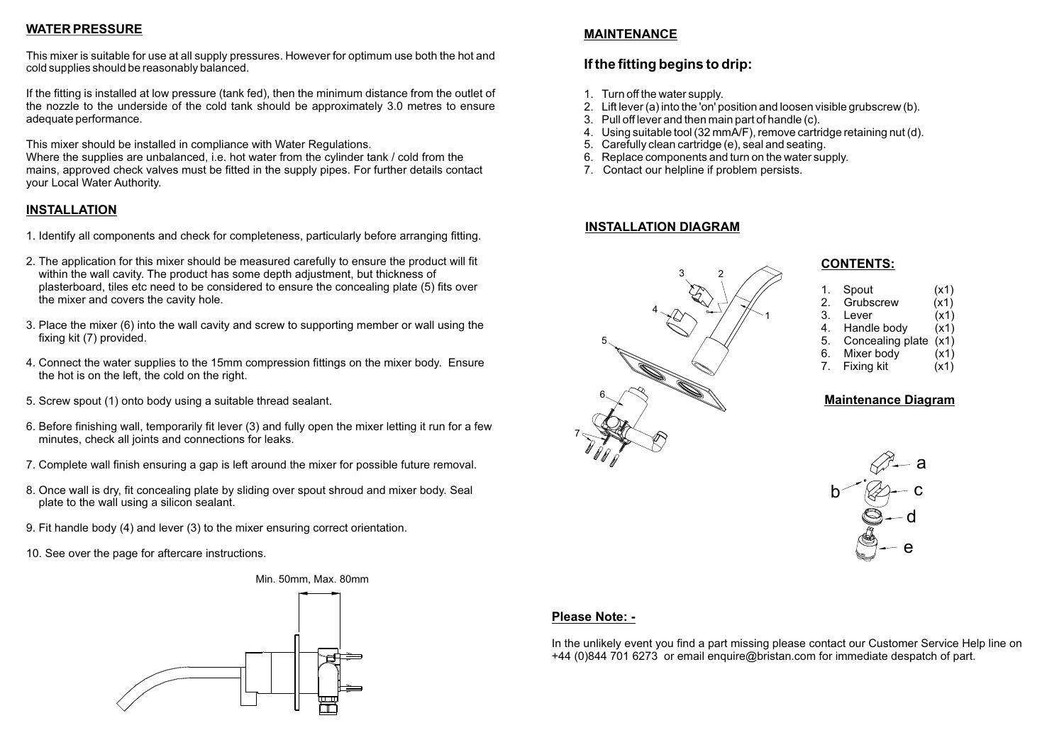## WATER PRESSURE

This mixer is suitable for use at all supply pressures. However for optimum use both the hot and cold supplies should be reasonably balanced.

If the fitting is installed at low pressure (tank fed), then the minimum distance from the outlet of the nozzle to the underside of the cold tank should be approximately 3.0 metres to ensure adequate performance.

This mixer should be installed in compliance with Water Regulations.
Where the supplies are unbalanced, i.e. hot water from the cylinder tank / cold from the mains, approved check valves must be fitted in the supply pipes. For further details contact your Local Water Authority.

## INSTALLATION

1. Identify all components and check for completeness, particularly before arranging fitting.
2. The application for this mixer should be measured carefully to ensure the product will fit within the wall cavity. The product has some depth adjustment, but thickness of plasterboard, tiles etc need to be considered to ensure the concealing plate (5) fits over the mixer and covers the cavity hole.
3. Place the mixer (6) into the wall cavity and screw to supporting member or wall using the fixing kit (7) provided.
4. Connect the water supplies to the 15mm compression fittings on the mixer body. Ensure the hot is on the left, the cold on the right.
5. Screw spout (1) onto body using a suitable thread sealant.
6. Before finishing wall, temporarily fit lever (3) and fully open the mixer letting it run for a few minutes, check all joints and connections for leaks.
7. Complete wall finish ensuring a gap is left around the mixer for possible future removal.
8. Once wall is dry, fit concealing plate by sliding over spout shroud and mixer body. Seal plate to the wall using a silicon sealant.
9. Fit handle body (4) and lever (3) to the mixer ensuring correct orientation.
10. See over the page for aftercare instructions.

Min. 50mm, Max. 80mm

## MAINTENANCE

### If the fitting begins to drip:

1. Turn off the water supply.
2. Lift lever (a) into the 'on' position and loosen visible grubscrew (b).
3. Pull off lever and then main part of handle (c).
4. Using suitable tool (32 mmA/F), remove cartridge retaining nut (d).
5. Carefully clean cartridge (e), seal and seating.
6. Replace components and turn on the water supply.
7. Contact our helpline if problem persists.

## INSTALLATION DIAGRAM

### CONTENTS:

1. Spout (x1)
2. Grubscrew (x1)
3. Lever (x1)
4. Handle body (x1)
5. Concealing plate (x1)
6. Mixer body (x1)
7. Fixing kit (x1)

### Maintenance Diagram

a
b
c
d
e

**Please Note: -**

In the unlikely event you find a part missing please contact our Customer Service Help line on +44 (0)844 701 6273 or email enquire@bristan.com for immediate despatch of part.